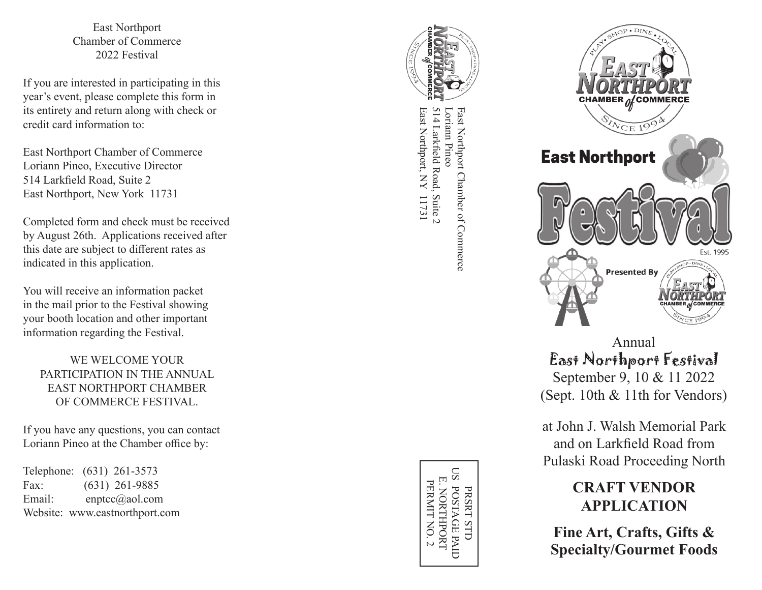East Northport
Chamber of Commerce
2022 Festival

If you are interested in participating in this year's event, please complete this form in its entirety and return along with check or credit card information to:

East Northport Chamber of Commerce
Loriann Pineo, Executive Director
514 Larkfield Road, Suite 2
East Northport, New York 11731

Completed form and check must be received by August 26th. Applications received after this date are subject to different rates as indicated in this application.

You will receive an information packet in the mail prior to the Festival showing your booth location and other important information regarding the Festival.

WE WELCOME YOUR PARTICIPATION IN THE ANNUAL EAST NORTHPORT CHAMBER OF COMMERCE FESTIVAL.

If you have any questions, you can contact Loriann Pineo at the Chamber office by:

Telephone: (631) 261-3573
Fax: (631) 261-9885
Email: enptcc@aol.com
Website: www.eastnorthport.com

East Northport Chamber of Commerce
Loriann Pineo
514 Larkfield Road, Suite 2
East Northport, NY 11731

PRSRT STD
US POSTAGE PAID
E. NORTHPORT
PERMIT NO. 2

PLAY • SHOP • DINE • LOCAL
EAST NORTHPORT CHAMBER of COMMERCE
SINCE 1994

# East Northport Festival

Est. 1995

Presented By EAST NORTHPORT CHAMBER of COMMERCE

Annual
East Northport Festival
September 9, 10 & 11 2022
(Sept. 10th & 11th for Vendors)

at John J. Walsh Memorial Park and on Larkfield Road from Pulaski Road Proceeding North

## CRAFT VENDOR APPLICATION

## Fine Art, Crafts, Gifts & Specialty/Gourmet Foods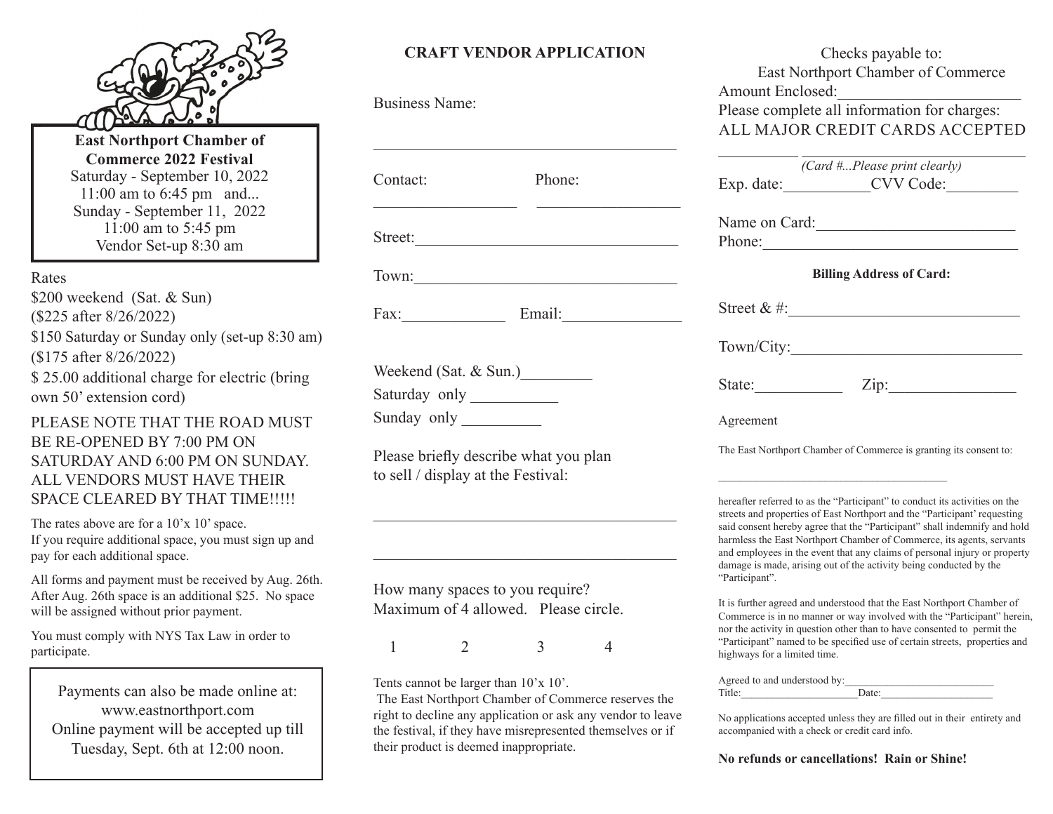**East Northport Chamber of Commerce 2022 Festival**

Saturday - September 10, 2022
11:00 am to 6:45 pm and...
Sunday - September 11, 2022
11:00 am to 5:45 pm
Vendor Set-up 8:30 am

Rates

$200 weekend (Sat. & Sun)
($225 after 8/26/2022)
$150 Saturday or Sunday only (set-up 8:30 am)
($175 after 8/26/2022)
$ 25.00 additional charge for electric (bring own 50' extension cord)

PLEASE NOTE THAT THE ROAD MUST BE RE-OPENED BY 7:00 PM ON SATURDAY AND 6:00 PM ON SUNDAY. ALL VENDORS MUST HAVE THEIR SPACE CLEARED BY THAT TIME!!!!!

The rates above are for a 10'x 10' space.
If you require additional space, you must sign up and pay for each additional space.

All forms and payment must be received by Aug. 26th. After Aug. 26th space is an additional $25. No space will be assigned without prior payment.

You must comply with NYS Tax Law in order to participate.

Payments can also be made online at:
www.eastnorthport.com
Online payment will be accepted up till Tuesday, Sept. 6th at 12:00 noon.

## CRAFT VENDOR APPLICATION

Business Name:

_______________________________________

Contact: _________________ Phone: _________________

Street:_______________________________

Town:_______________________________

Fax:____________ Email:______________

Weekend (Sat. & Sun.)_________
Saturday only ___________
Sunday only __________

Please briefly describe what you plan to sell / display at the Festival:

_______________________________________

_______________________________________

How many spaces to you require?
Maximum of 4 allowed. Please circle.

1 2 3 4

Tents cannot be larger than 10'x 10'.
The East Northport Chamber of Commerce reserves the right to decline any application or ask any vendor to leave the festival, if they have misrepresented themselves or if their product is deemed inappropriate.

Checks payable to:
East Northport Chamber of Commerce
Amount Enclosed:______________________
Please complete all information for charges:
ALL MAJOR CREDIT CARDS ACCEPTED

__________ ____________________________
*(Card #...Please print clearly)*
Exp. date:___________CVV Code:_________

Name on Card:________________________
Phone:________________________________

**Billing Address of Card:**

Street & #:_____________________________

Town/City:_____________________________

State:___________ Zip:________________

Agreement

The East Northport Chamber of Commerce is granting its consent to:

___________________________________

hereafter referred to as the "Participant" to conduct its activities on the streets and properties of East Northport and the "Participant' requesting said consent hereby agree that the "Participant" shall indemnify and hold harmless the East Northport Chamber of Commerce, its agents, servants and employees in the event that any claims of personal injury or property damage is made, arising out of the activity being conducted by the "Participant".

It is further agreed and understood that the East Northport Chamber of Commerce is in no manner or way involved with the "Participant" herein, nor the activity in question other than to have consented to permit the "Participant" named to be specified use of certain streets, properties and highways for a limited time.

Agreed to and understood by:___________________________
Title:_____________________Date:____________________

No applications accepted unless they are filled out in their entirety and accompanied with a check or credit card info.

**No refunds or cancellations! Rain or Shine!**